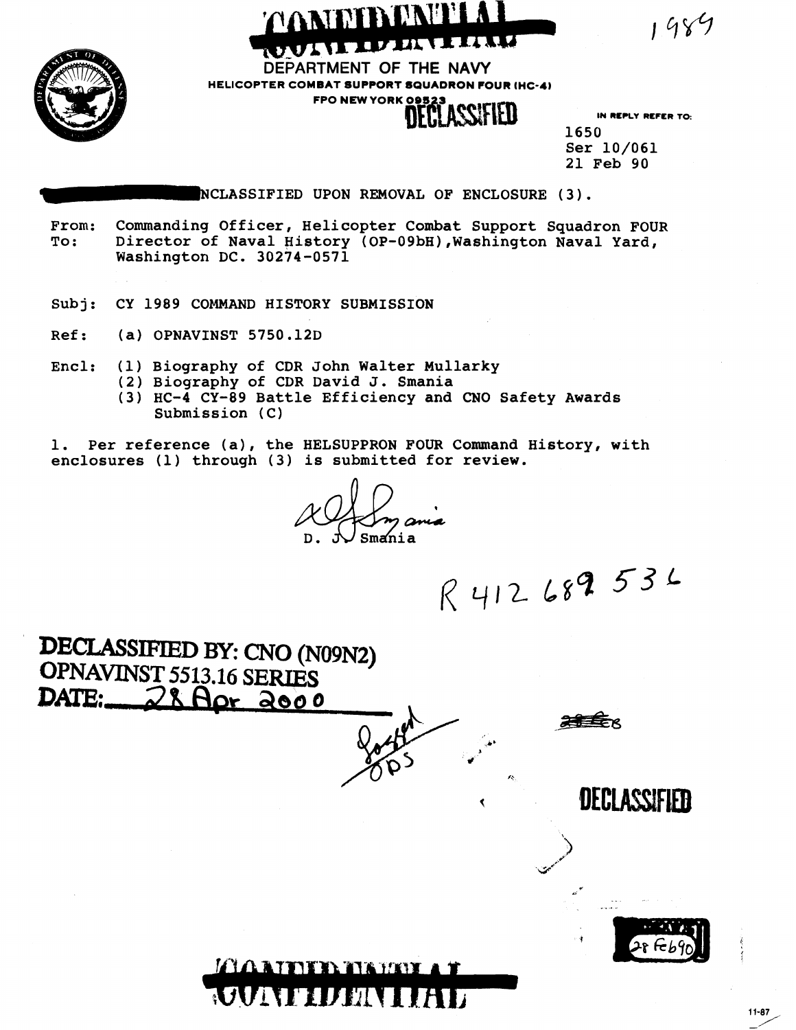CONFIDENTIAL

1989

DEPARTMENT OF THE NAVY
HELICOPTER COMBAT SUPPORT SQUADRON FOUR (HC-4)
FPO NEW YORK 09523

DECLASSIFIED

IN REPLY REFER TO:
1650
Ser 10/061
21 Feb 90

NCLASSIFIED UPON REMOVAL OF ENCLOSURE (3).

From: Commanding Officer, Helicopter Combat Support Squadron FOUR
To: Director of Naval History (OP-09bH),Washington Naval Yard, Washington DC. 30274-0571

Subj: CY 1989 COMMAND HISTORY SUBMISSION

Ref: (a) OPNAVINST 5750.12D

Encl: (1) Biography of CDR John Walter Mullarky
(2) Biography of CDR David J. Smania
(3) HC-4 CY-89 Battle Efficiency and CNO Safety Awards Submission (C)

1. Per reference (a), the HELSUPPRON FOUR Command History, with enclosures (1) through (3) is submitted for review.

D. J. Smania

R 412 689 53L

DECLASSIFIED BY: CNO (N09N2)
OPNAVINST 5513.16 SERIES
DATE: 28 Apr 2000

Logged
OPS

DECLASSIFIED

28 Feb 90

CONFIDENTIAL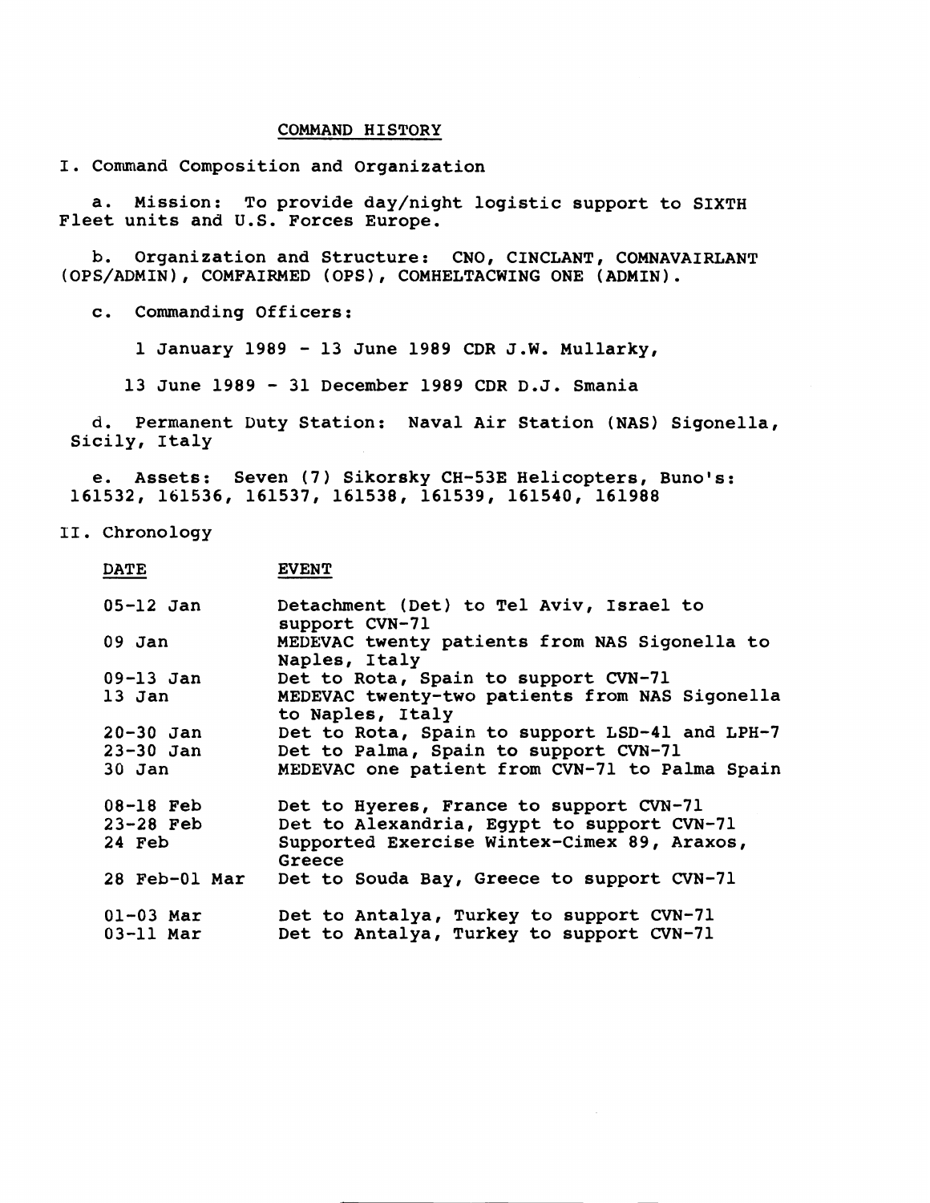# COMMAND HISTORY

I. Command Composition and Organization

a. Mission: To provide day/night logistic support to SIXTH Fleet units and U.S. Forces Europe.

b. Organization and Structure: CNO, CINCLANT, COMNAVAIRLANT (OPS/ADMIN), COMFAIRMED (OPS), COMHELTACWING ONE (ADMIN).

c. Commanding Officers:

1 January 1989 - 13 June 1989 CDR J.W. Mullarky,

13 June 1989 - 31 December 1989 CDR D.J. Smania

d. Permanent Duty Station: Naval Air Station (NAS) Sigonella, Sicily, Italy

e. Assets: Seven (7) Sikorsky CH-53E Helicopters, Buno's: 161532, 161536, 161537, 161538, 161539, 161540, 161988

II. Chronology

| DATE | EVENT |
| --- | --- |
| 05-12 Jan | Detachment (Det) to Tel Aviv, Israel to support CVN-71 |
| 09 Jan | MEDEVAC twenty patients from NAS Sigonella to Naples, Italy |
| 09-13 Jan | Det to Rota, Spain to support CVN-71 |
| 13 Jan | MEDEVAC twenty-two patients from NAS Sigonella to Naples, Italy |
| 20-30 Jan | Det to Rota, Spain to support LSD-41 and LPH-7 |
| 23-30 Jan | Det to Palma, Spain to support CVN-71 |
| 30 Jan | MEDEVAC one patient from CVN-71 to Palma Spain |
| 08-18 Feb | Det to Hyeres, France to support CVN-71 |
| 23-28 Feb | Det to Alexandria, Egypt to support CVN-71 |
| 24 Feb | Supported Exercise Wintex-Cimex 89, Araxos, Greece |
| 28 Feb-01 Mar | Det to Souda Bay, Greece to support CVN-71 |
| 01-03 Mar | Det to Antalya, Turkey to support CVN-71 |
| 03-11 Mar | Det to Antalya, Turkey to support CVN-71 |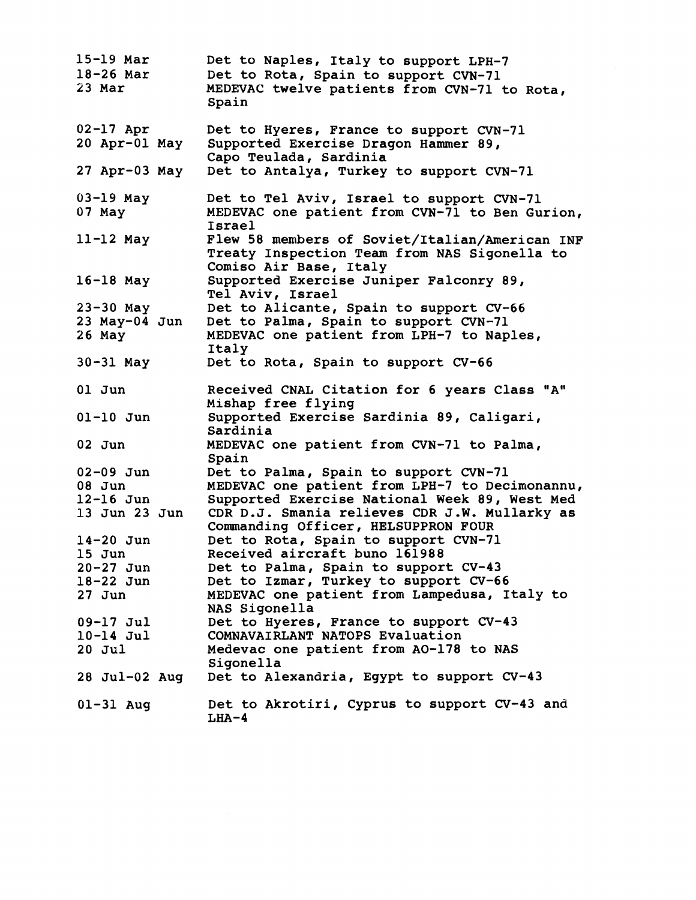| | |
|---|---|
| 15-19 Mar | Det to Naples, Italy to support LPH-7 |
| 18-26 Mar | Det to Rota, Spain to support CVN-71 |
| 23 Mar | MEDEVAC twelve patients from CVN-71 to Rota, Spain |
| 02-17 Apr | Det to Hyeres, France to support CVN-71 |
| 20 Apr-01 May | Supported Exercise Dragon Hammer 89, Capo Teulada, Sardinia |
| 27 Apr-03 May | Det to Antalya, Turkey to support CVN-71 |
| 03-19 May | Det to Tel Aviv, Israel to support CVN-71 |
| 07 May | MEDEVAC one patient from CVN-71 to Ben Gurion, Israel |
| 11-12 May | Flew 58 members of Soviet/Italian/American INF Treaty Inspection Team from NAS Sigonella to Comiso Air Base, Italy |
| 16-18 May | Supported Exercise Juniper Falconry 89, Tel Aviv, Israel |
| 23-30 May | Det to Alicante, Spain to support CV-66 |
| 23 May-04 Jun | Det to Palma, Spain to support CVN-71 |
| 26 May | MEDEVAC one patient from LPH-7 to Naples, Italy |
| 30-31 May | Det to Rota, Spain to support CV-66 |
| 01 Jun | Received CNAL Citation for 6 years Class "A" Mishap free flying |
| 01-10 Jun | Supported Exercise Sardinia 89, Caligari, Sardinia |
| 02 Jun | MEDEVAC one patient from CVN-71 to Palma, Spain |
| 02-09 Jun | Det to Palma, Spain to support CVN-71 |
| 08 Jun | MEDEVAC one patient from LPH-7 to Decimonannu, |
| 12-16 Jun | Supported Exercise National Week 89, West Med |
| 13 Jun 23 Jun | CDR D.J. Smania relieves CDR J.W. Mullarky as Commanding Officer, HELSUPPRON FOUR |
| 14-20 Jun | Det to Rota, Spain to support CVN-71 |
| 15 Jun | Received aircraft buno 161988 |
| 20-27 Jun | Det to Palma, Spain to support CV-43 |
| 18-22 Jun | Det to Izmar, Turkey to support CV-66 |
| 27 Jun | MEDEVAC one patient from Lampedusa, Italy to NAS Sigonella |
| 09-17 Jul | Det to Hyeres, France to support CV-43 |
| 10-14 Jul | COMNAVAIRLANT NATOPS Evaluation |
| 20 Jul | Medevac one patient from AO-178 to NAS Sigonella |
| 28 Jul-02 Aug | Det to Alexandria, Egypt to support CV-43 |
| 01-31 Aug | Det to Akrotiri, Cyprus to support CV-43 and LHA-4 |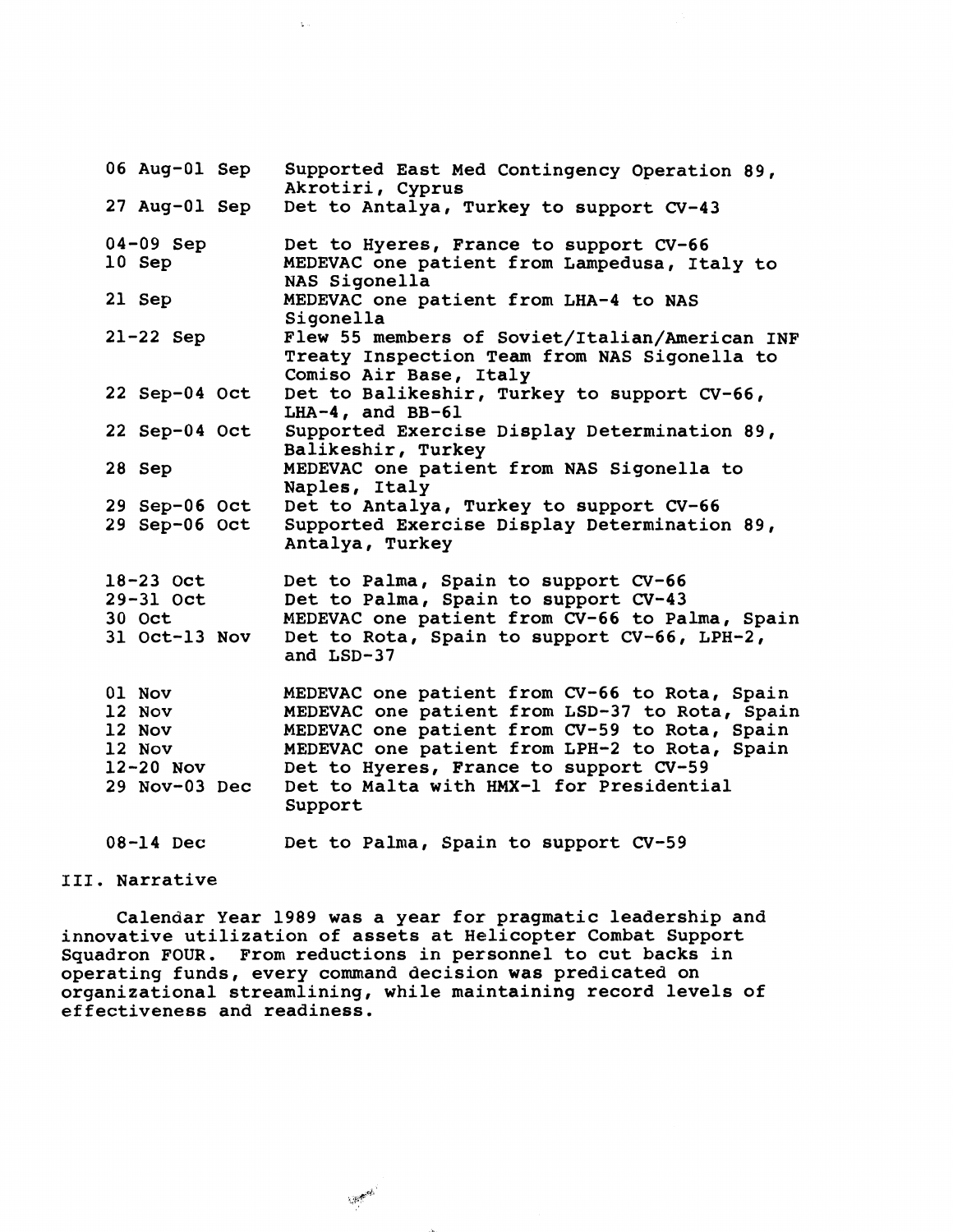| | |
|---|---|
| 06 Aug-01 Sep | Supported East Med Contingency Operation 89, Akrotiri, Cyprus |
| 27 Aug-01 Sep | Det to Antalya, Turkey to support CV-43 |
| 04-09 Sep | Det to Hyeres, France to support CV-66 |
| 10 Sep | MEDEVAC one patient from Lampedusa, Italy to NAS Sigonella |
| 21 Sep | MEDEVAC one patient from LHA-4 to NAS Sigonella |
| 21-22 Sep | Flew 55 members of Soviet/Italian/American INF Treaty Inspection Team from NAS Sigonella to Comiso Air Base, Italy |
| 22 Sep-04 Oct | Det to Balikeshir, Turkey to support CV-66, LHA-4, and BB-61 |
| 22 Sep-04 Oct | Supported Exercise Display Determination 89, Balikeshir, Turkey |
| 28 Sep | MEDEVAC one patient from NAS Sigonella to Naples, Italy |
| 29 Sep-06 Oct | Det to Antalya, Turkey to support CV-66 |
| 29 Sep-06 Oct | Supported Exercise Display Determination 89, Antalya, Turkey |
| 18-23 Oct | Det to Palma, Spain to support CV-66 |
| 29-31 Oct | Det to Palma, Spain to support CV-43 |
| 30 Oct | MEDEVAC one patient from CV-66 to Palma, Spain |
| 31 Oct-13 Nov | Det to Rota, Spain to support CV-66, LPH-2, and LSD-37 |
| 01 Nov | MEDEVAC one patient from CV-66 to Rota, Spain |
| 12 Nov | MEDEVAC one patient from LSD-37 to Rota, Spain |
| 12 Nov | MEDEVAC one patient from CV-59 to Rota, Spain |
| 12 Nov | MEDEVAC one patient from LPH-2 to Rota, Spain |
| 12-20 Nov | Det to Hyeres, France to support CV-59 |
| 29 Nov-03 Dec | Det to Malta with HMX-1 for Presidential Support |
| 08-14 Dec | Det to Palma, Spain to support CV-59 |

## III. Narrative

Calendar Year 1989 was a year for pragmatic leadership and innovative utilization of assets at Helicopter Combat Support Squadron FOUR. From reductions in personnel to cut backs in operating funds, every command decision was predicated on organizational streamlining, while maintaining record levels of effectiveness and readiness.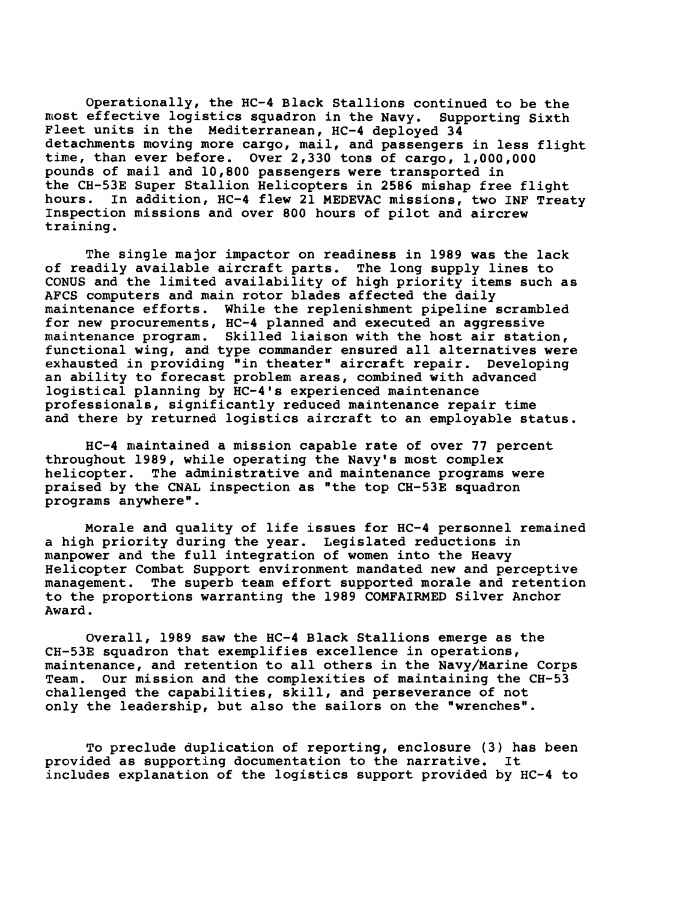Operationally, the HC-4 Black Stallions continued to be the most effective logistics squadron in the Navy. Supporting Sixth Fleet units in the Mediterranean, HC-4 deployed 34 detachments moving more cargo, mail, and passengers in less flight time, than ever before. Over 2,330 tons of cargo, 1,000,000 pounds of mail and 10,800 passengers were transported in the CH-53E Super Stallion Helicopters in 2586 mishap free flight hours. In addition, HC-4 flew 21 MEDEVAC missions, two INF Treaty Inspection missions and over 800 hours of pilot and aircrew training.

The single major impactor on readiness in 1989 was the lack of readily available aircraft parts. The long supply lines to CONUS and the limited availability of high priority items such as AFCS computers and main rotor blades affected the daily maintenance efforts. While the replenishment pipeline scrambled for new procurements, HC-4 planned and executed an aggressive maintenance program. Skilled liaison with the host air station, functional wing, and type commander ensured all alternatives were exhausted in providing "in theater" aircraft repair. Developing an ability to forecast problem areas, combined with advanced logistical planning by HC-4's experienced maintenance professionals, significantly reduced maintenance repair time and there by returned logistics aircraft to an employable status.

HC-4 maintained a mission capable rate of over 77 percent throughout 1989, while operating the Navy's most complex helicopter. The administrative and maintenance programs were praised by the CNAL inspection as "the top CH-53E squadron programs anywhere".

Morale and quality of life issues for HC-4 personnel remained a high priority during the year. Legislated reductions in manpower and the full integration of women into the Heavy Helicopter Combat Support environment mandated new and perceptive management. The superb team effort supported morale and retention to the proportions warranting the 1989 COMFAIRMED Silver Anchor Award.

Overall, 1989 saw the HC-4 Black Stallions emerge as the CH-53E squadron that exemplifies excellence in operations, maintenance, and retention to all others in the Navy/Marine Corps Team. Our mission and the complexities of maintaining the CH-53 challenged the capabilities, skill, and perseverance of not only the leadership, but also the sailors on the "wrenches".

To preclude duplication of reporting, enclosure (3) has been provided as supporting documentation to the narrative. It includes explanation of the logistics support provided by HC-4 to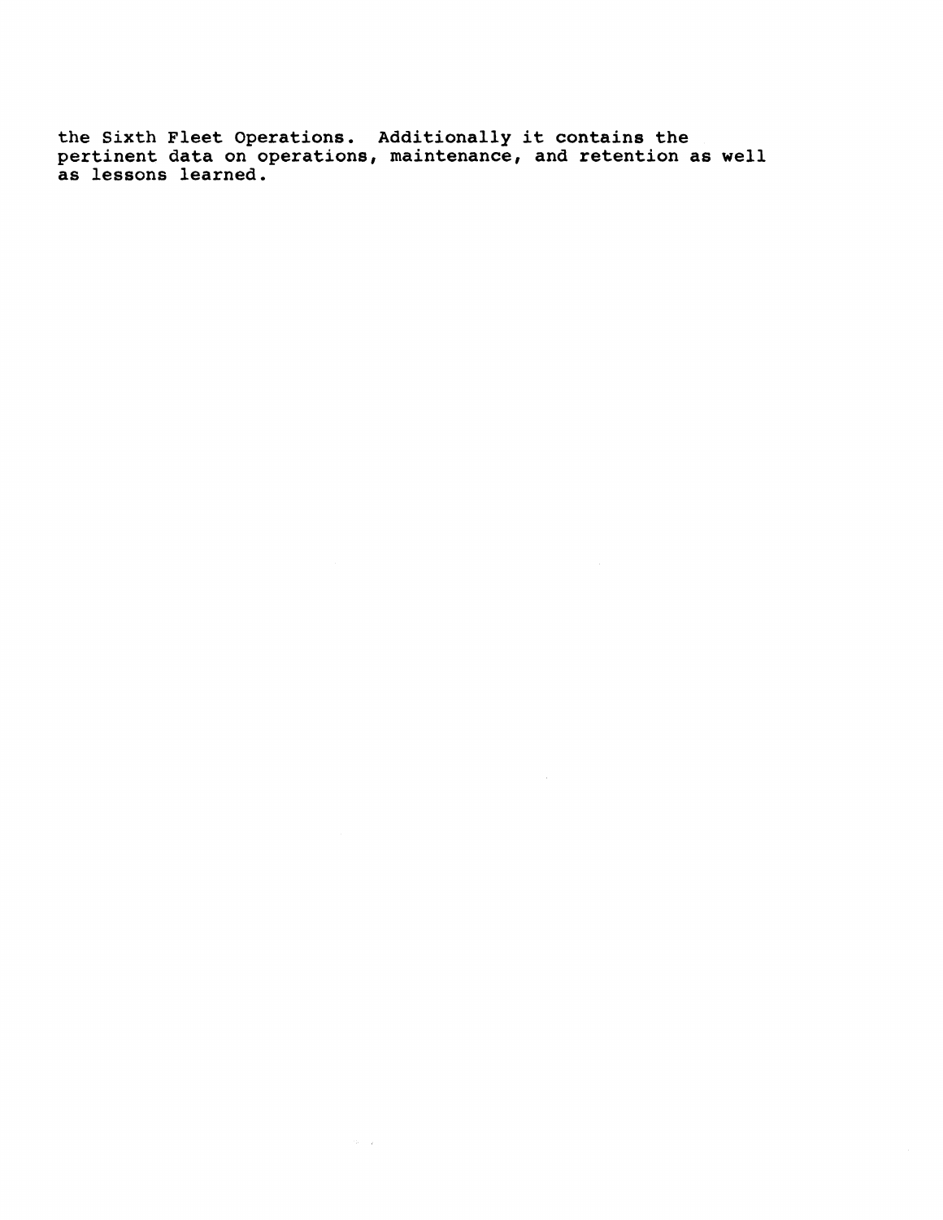the Sixth Fleet Operations. Additionally it contains the pertinent data on operations, maintenance, and retention as well as lessons learned.